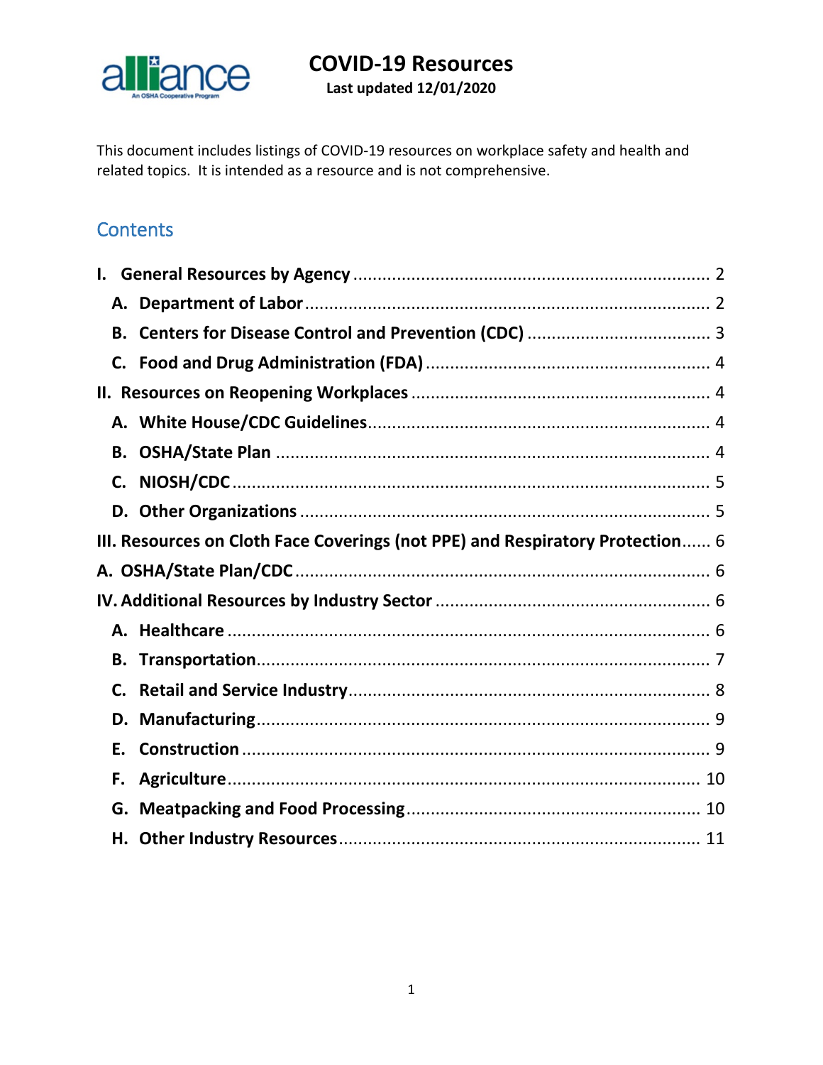# COVID-19 Resources

**Last updated 12/01/2020**

This document includes listings of COVID-19 resources on workplace safety and health and related topics. It is intended as a resource and is not comprehensive.

## Contents

**I. General Resources by Agency** ........................................................ 2

- **A. Department of Labor** ........................................................ 2
- **B. Centers for Disease Control and Prevention (CDC)** ........................................................ 3
- **C. Food and Drug Administration (FDA)** ........................................................ 4

**II. Resources on Reopening Workplaces** ........................................................ 4

- **A. White House/CDC Guidelines** ........................................................ 4
- **B. OSHA/State Plan** ........................................................ 4
- **C. NIOSH/CDC** ........................................................ 5
- **D. Other Organizations** ........................................................ 5

**III. Resources on Cloth Face Coverings (not PPE) and Respiratory Protection** ...... 6

**A. OSHA/State Plan/CDC** ........................................................ 6

**IV. Additional Resources by Industry Sector** ........................................................ 6

- **A. Healthcare** ........................................................ 6
- **B. Transportation** ........................................................ 7
- **C. Retail and Service Industry** ........................................................ 8
- **D. Manufacturing** ........................................................ 9
- **E. Construction** ........................................................ 9
- **F. Agriculture** ........................................................ 10
- **G. Meatpacking and Food Processing** ........................................................ 10
- **H. Other Industry Resources** ........................................................ 11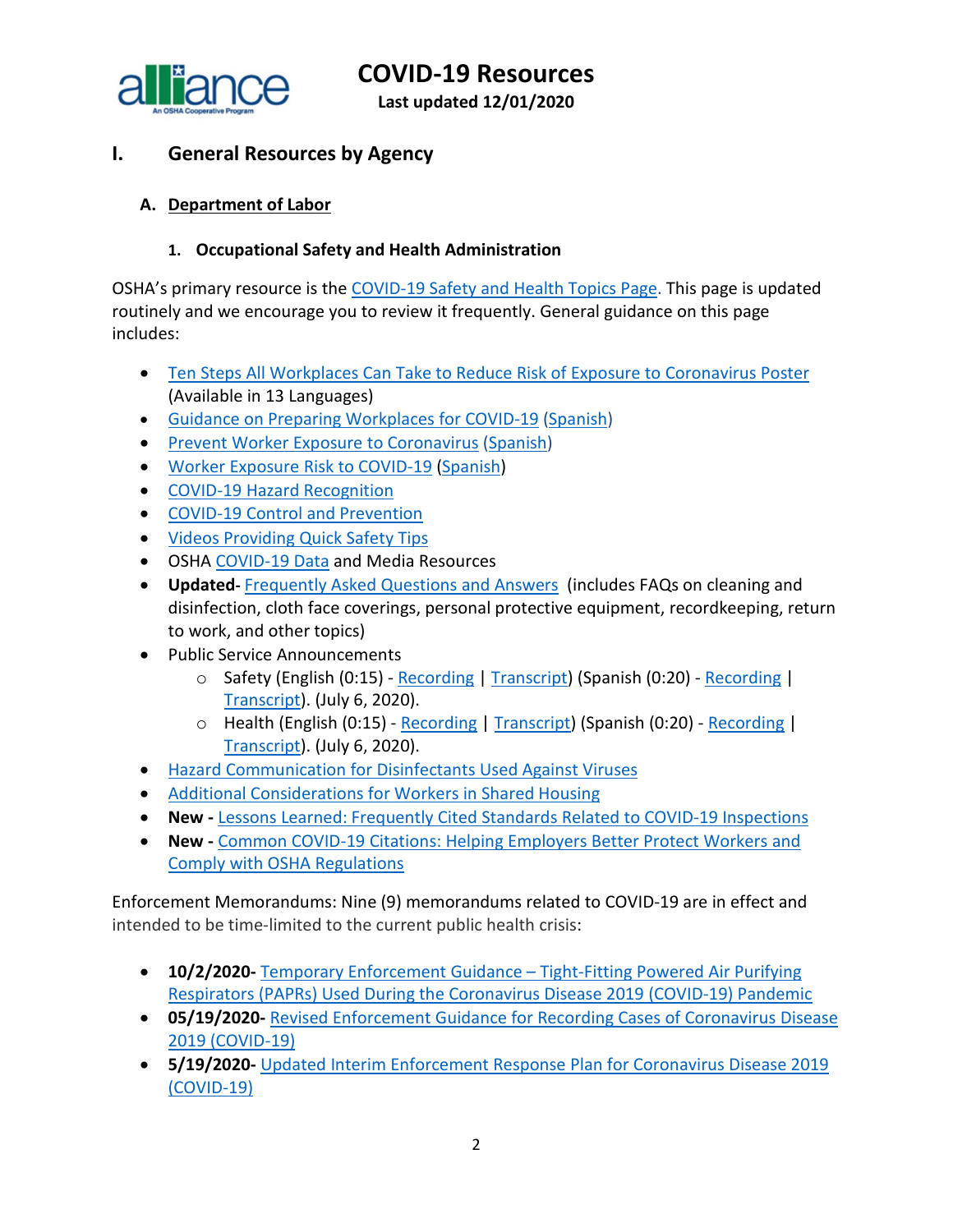# COVID-19 Resources

**Last updated 12/01/2020**

## I. General Resources by Agency

### A. Department of Labor

#### 1. Occupational Safety and Health Administration

OSHA's primary resource is the COVID-19 Safety and Health Topics Page. This page is updated routinely and we encourage you to review it frequently. General guidance on this page includes:

- Ten Steps All Workplaces Can Take to Reduce Risk of Exposure to Coronavirus Poster (Available in 13 Languages)
- Guidance on Preparing Workplaces for COVID-19 (Spanish)
- Prevent Worker Exposure to Coronavirus (Spanish)
- Worker Exposure Risk to COVID-19 (Spanish)
- COVID-19 Hazard Recognition
- COVID-19 Control and Prevention
- Videos Providing Quick Safety Tips
- OSHA COVID-19 Data and Media Resources
- **Updated**- Frequently Asked Questions and Answers (includes FAQs on cleaning and disinfection, cloth face coverings, personal protective equipment, recordkeeping, return to work, and other topics)
- Public Service Announcements
  - Safety (English (0:15) - Recording | Transcript) (Spanish (0:20) - Recording | Transcript). (July 6, 2020).
  - Health (English (0:15) - Recording | Transcript) (Spanish (0:20) - Recording | Transcript). (July 6, 2020).
- Hazard Communication for Disinfectants Used Against Viruses
- Additional Considerations for Workers in Shared Housing
- **New -** Lessons Learned: Frequently Cited Standards Related to COVID-19 Inspections
- **New -** Common COVID-19 Citations: Helping Employers Better Protect Workers and Comply with OSHA Regulations

Enforcement Memorandums: Nine (9) memorandums related to COVID-19 are in effect and intended to be time-limited to the current public health crisis:

- **10/2/2020-** Temporary Enforcement Guidance – Tight-Fitting Powered Air Purifying Respirators (PAPRs) Used During the Coronavirus Disease 2019 (COVID-19) Pandemic
- **05/19/2020-** Revised Enforcement Guidance for Recording Cases of Coronavirus Disease 2019 (COVID-19)
- **5/19/2020-** Updated Interim Enforcement Response Plan for Coronavirus Disease 2019 (COVID-19)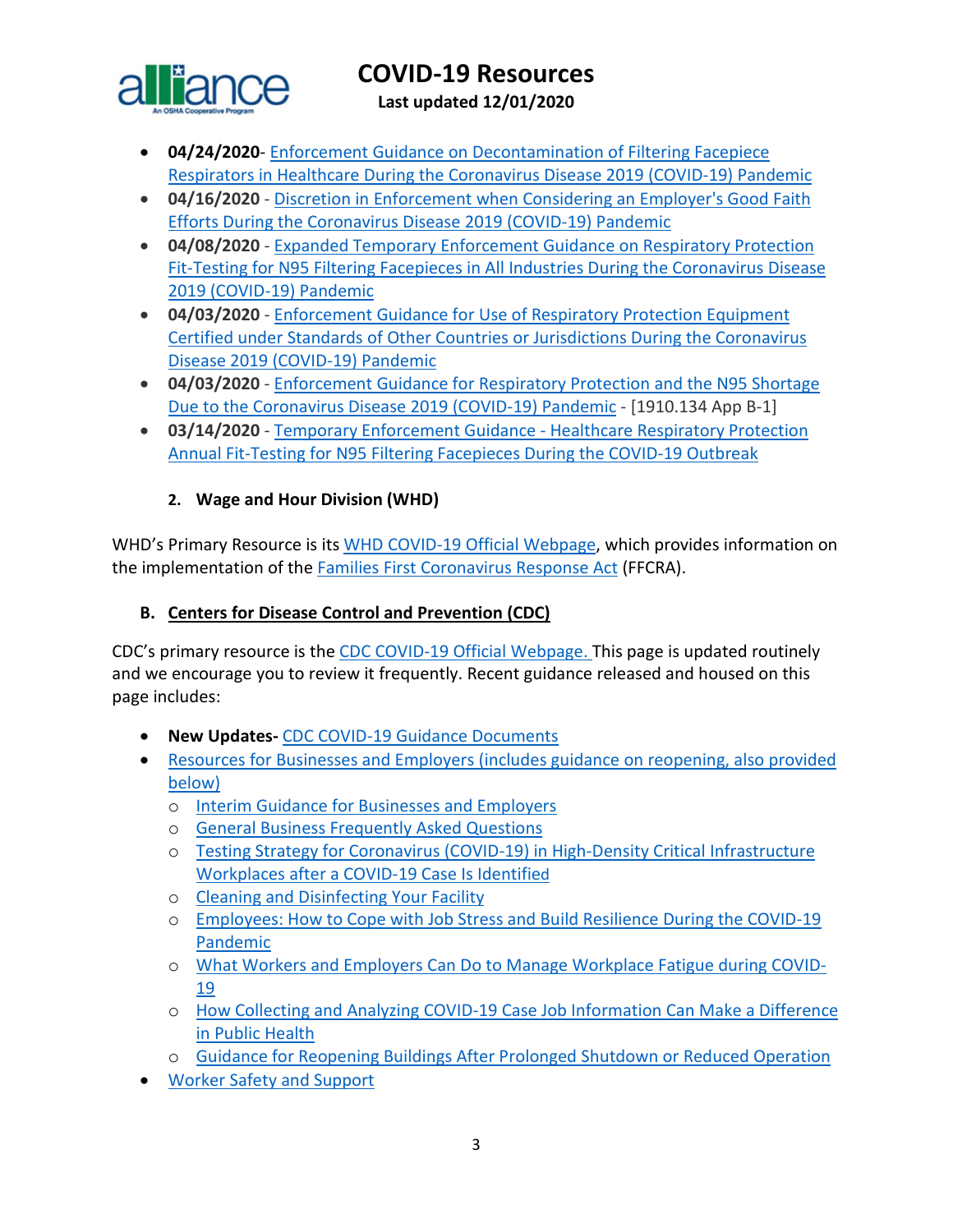- **04/24/2020**- Enforcement Guidance on Decontamination of Filtering Facepiece Respirators in Healthcare During the Coronavirus Disease 2019 (COVID-19) Pandemic
- **04/16/2020** - Discretion in Enforcement when Considering an Employer's Good Faith Efforts During the Coronavirus Disease 2019 (COVID-19) Pandemic
- **04/08/2020** - Expanded Temporary Enforcement Guidance on Respiratory Protection Fit-Testing for N95 Filtering Facepieces in All Industries During the Coronavirus Disease 2019 (COVID-19) Pandemic
- **04/03/2020** - Enforcement Guidance for Use of Respiratory Protection Equipment Certified under Standards of Other Countries or Jurisdictions During the Coronavirus Disease 2019 (COVID-19) Pandemic
- **04/03/2020** - Enforcement Guidance for Respiratory Protection and the N95 Shortage Due to the Coronavirus Disease 2019 (COVID-19) Pandemic - [1910.134 App B-1]
- **03/14/2020** - Temporary Enforcement Guidance - Healthcare Respiratory Protection Annual Fit-Testing for N95 Filtering Facepieces During the COVID-19 Outbreak

#### 2. Wage and Hour Division (WHD)

WHD's Primary Resource is its WHD COVID-19 Official Webpage, which provides information on the implementation of the Families First Coronavirus Response Act (FFCRA).

### B. Centers for Disease Control and Prevention (CDC)

CDC's primary resource is the CDC COVID-19 Official Webpage. This page is updated routinely and we encourage you to review it frequently. Recent guidance released and housed on this page includes:

- **New Updates-** CDC COVID-19 Guidance Documents
- Resources for Businesses and Employers (includes guidance on reopening, also provided below)
  - Interim Guidance for Businesses and Employers
  - General Business Frequently Asked Questions
  - Testing Strategy for Coronavirus (COVID-19) in High-Density Critical Infrastructure Workplaces after a COVID-19 Case Is Identified
  - Cleaning and Disinfecting Your Facility
  - Employees: How to Cope with Job Stress and Build Resilience During the COVID-19 Pandemic
  - What Workers and Employers Can Do to Manage Workplace Fatigue during COVID-19
  - How Collecting and Analyzing COVID-19 Case Job Information Can Make a Difference in Public Health
  - Guidance for Reopening Buildings After Prolonged Shutdown or Reduced Operation
- Worker Safety and Support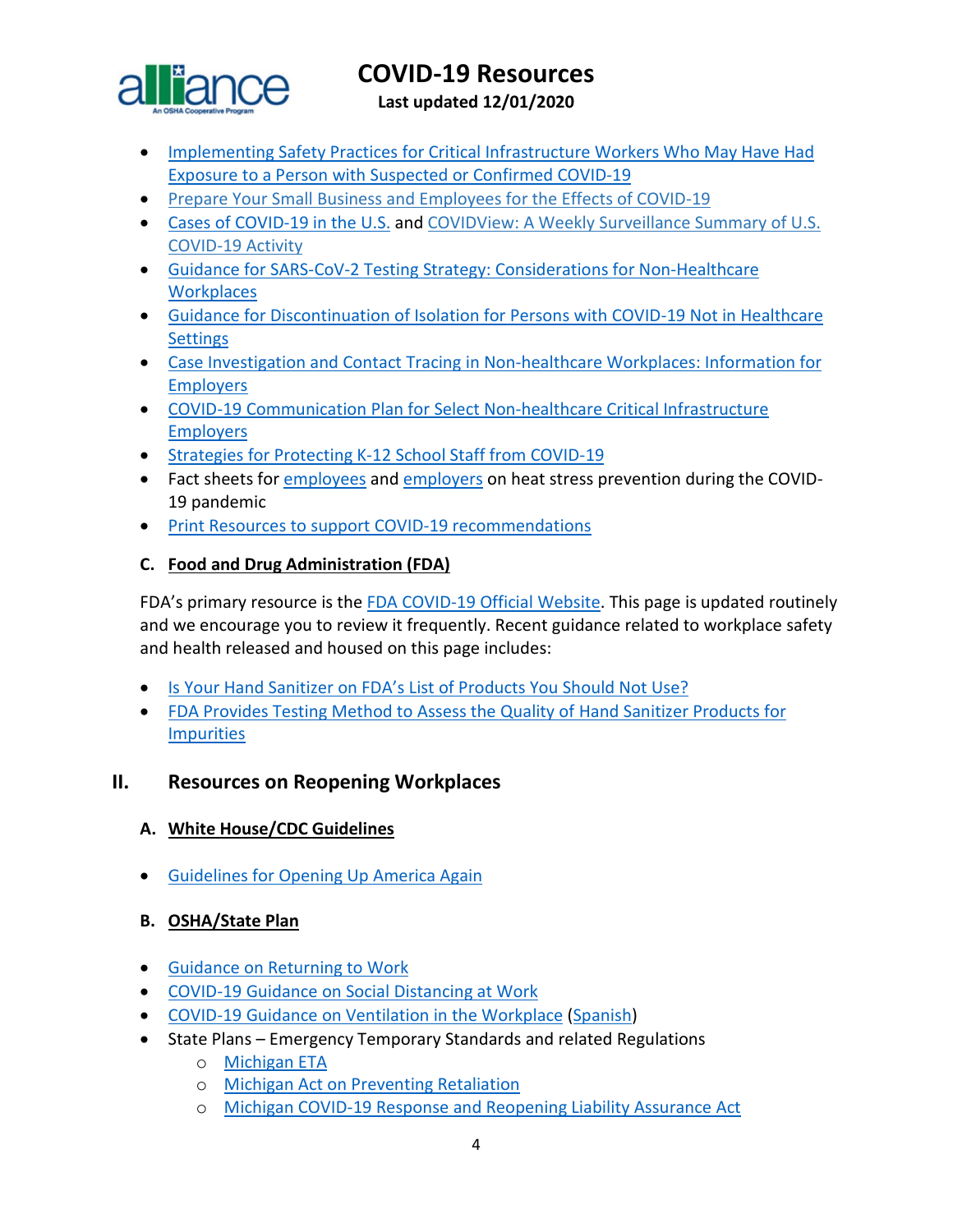- Implementing Safety Practices for Critical Infrastructure Workers Who May Have Had Exposure to a Person with Suspected or Confirmed COVID-19
- Prepare Your Small Business and Employees for the Effects of COVID-19
- Cases of COVID-19 in the U.S. and COVIDView: A Weekly Surveillance Summary of U.S. COVID-19 Activity
- Guidance for SARS-CoV-2 Testing Strategy: Considerations for Non-Healthcare Workplaces
- Guidance for Discontinuation of Isolation for Persons with COVID-19 Not in Healthcare Settings
- Case Investigation and Contact Tracing in Non-healthcare Workplaces: Information for Employers
- COVID-19 Communication Plan for Select Non-healthcare Critical Infrastructure Employers
- Strategies for Protecting K-12 School Staff from COVID-19
- Fact sheets for employees and employers on heat stress prevention during the COVID-19 pandemic
- Print Resources to support COVID-19 recommendations

#### C. Food and Drug Administration (FDA)

FDA's primary resource is the FDA COVID-19 Official Website. This page is updated routinely and we encourage you to review it frequently. Recent guidance related to workplace safety and health released and housed on this page includes:

- Is Your Hand Sanitizer on FDA's List of Products You Should Not Use?
- FDA Provides Testing Method to Assess the Quality of Hand Sanitizer Products for Impurities

## II. Resources on Reopening Workplaces

#### A. White House/CDC Guidelines

- Guidelines for Opening Up America Again

#### B. OSHA/State Plan

- Guidance on Returning to Work
- COVID-19 Guidance on Social Distancing at Work
- COVID-19 Guidance on Ventilation in the Workplace (Spanish)
- State Plans – Emergency Temporary Standards and related Regulations
  - Michigan ETA
  - Michigan Act on Preventing Retaliation
  - Michigan COVID-19 Response and Reopening Liability Assurance Act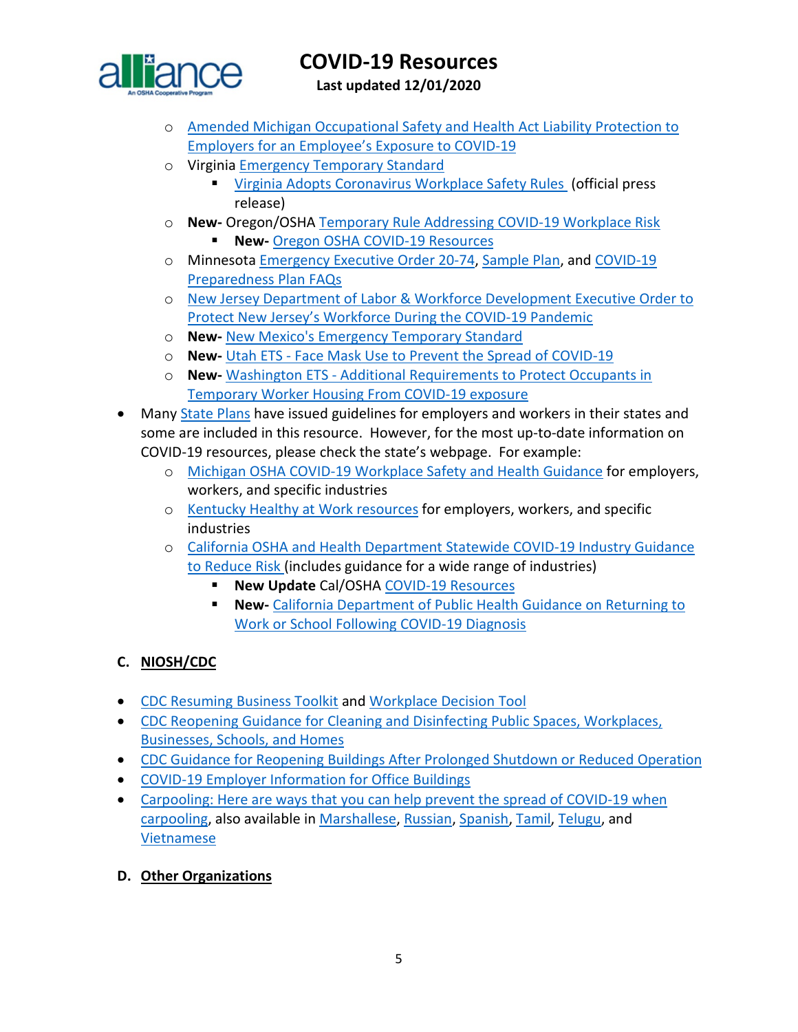- Amended Michigan Occupational Safety and Health Act Liability Protection to Employers for an Employee's Exposure to COVID-19
    - Virginia Emergency Temporary Standard
        - Virginia Adopts Coronavirus Workplace Safety Rules (official press release)
    - **New-** Oregon/OSHA Temporary Rule Addressing COVID-19 Workplace Risk
        - **New-** Oregon OSHA COVID-19 Resources
    - Minnesota Emergency Executive Order 20-74, Sample Plan, and COVID-19 Preparedness Plan FAQs
    - New Jersey Department of Labor & Workforce Development Executive Order to Protect New Jersey's Workforce During the COVID-19 Pandemic
    - **New-** New Mexico's Emergency Temporary Standard
    - **New-** Utah ETS - Face Mask Use to Prevent the Spread of COVID-19
    - **New-** Washington ETS - Additional Requirements to Protect Occupants in Temporary Worker Housing From COVID-19 exposure
- Many State Plans have issued guidelines for employers and workers in their states and some are included in this resource. However, for the most up-to-date information on COVID-19 resources, please check the state's webpage. For example:
    - Michigan OSHA COVID-19 Workplace Safety and Health Guidance for employers, workers, and specific industries
    - Kentucky Healthy at Work resources for employers, workers, and specific industries
    - California OSHA and Health Department Statewide COVID-19 Industry Guidance to Reduce Risk (includes guidance for a wide range of industries)
        - **New Update** Cal/OSHA COVID-19 Resources
        - **New-** California Department of Public Health Guidance on Returning to Work or School Following COVID-19 Diagnosis

## C. NIOSH/CDC

- CDC Resuming Business Toolkit and Workplace Decision Tool
- CDC Reopening Guidance for Cleaning and Disinfecting Public Spaces, Workplaces, Businesses, Schools, and Homes
- CDC Guidance for Reopening Buildings After Prolonged Shutdown or Reduced Operation
- COVID-19 Employer Information for Office Buildings
- Carpooling: Here are ways that you can help prevent the spread of COVID-19 when carpooling, also available in Marshallese, Russian, Spanish, Tamil, Telugu, and Vietnamese

## D. Other Organizations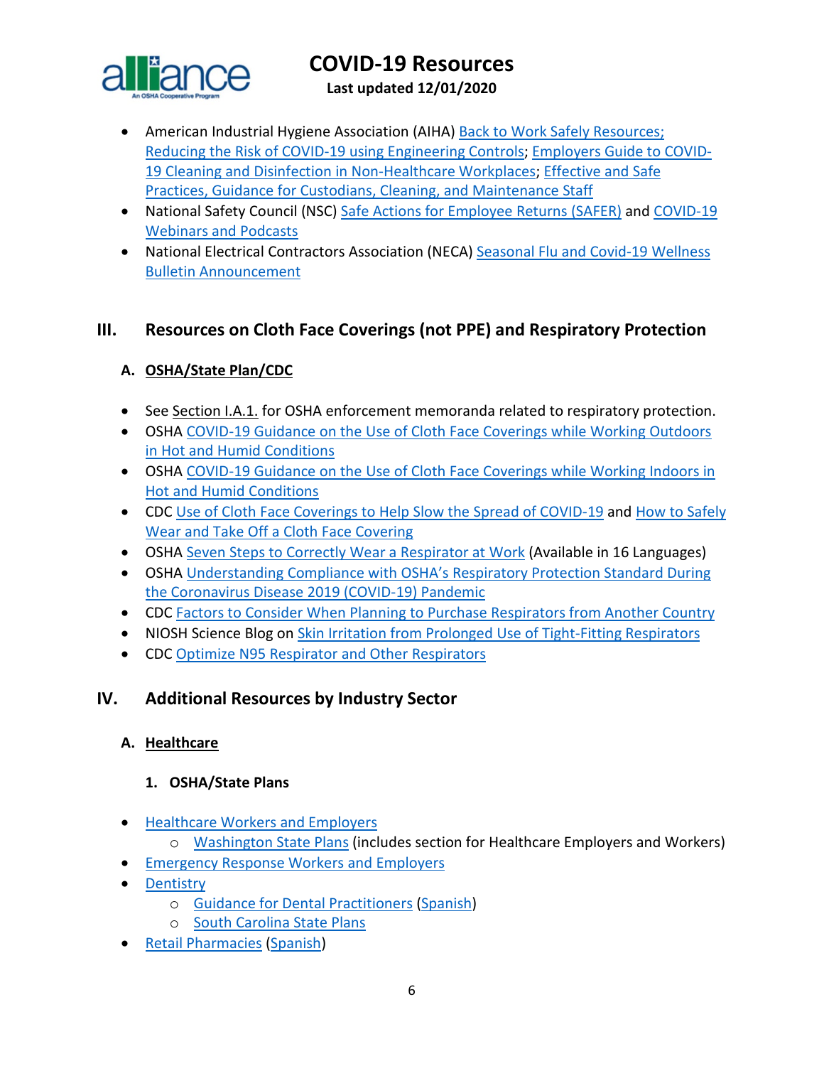- American Industrial Hygiene Association (AIHA) Back to Work Safely Resources; Reducing the Risk of COVID-19 using Engineering Controls; Employers Guide to COVID-19 Cleaning and Disinfection in Non-Healthcare Workplaces; Effective and Safe Practices, Guidance for Custodians, Cleaning, and Maintenance Staff
- National Safety Council (NSC) Safe Actions for Employee Returns (SAFER) and COVID-19 Webinars and Podcasts
- National Electrical Contractors Association (NECA) Seasonal Flu and Covid-19 Wellness Bulletin Announcement

## III. Resources on Cloth Face Coverings (not PPE) and Respiratory Protection

### A. OSHA/State Plan/CDC

- See Section I.A.1. for OSHA enforcement memoranda related to respiratory protection.
- OSHA COVID-19 Guidance on the Use of Cloth Face Coverings while Working Outdoors in Hot and Humid Conditions
- OSHA COVID-19 Guidance on the Use of Cloth Face Coverings while Working Indoors in Hot and Humid Conditions
- CDC Use of Cloth Face Coverings to Help Slow the Spread of COVID-19 and How to Safely Wear and Take Off a Cloth Face Covering
- OSHA Seven Steps to Correctly Wear a Respirator at Work (Available in 16 Languages)
- OSHA Understanding Compliance with OSHA's Respiratory Protection Standard During the Coronavirus Disease 2019 (COVID-19) Pandemic
- CDC Factors to Consider When Planning to Purchase Respirators from Another Country
- NIOSH Science Blog on Skin Irritation from Prolonged Use of Tight-Fitting Respirators
- CDC Optimize N95 Respirator and Other Respirators

## IV. Additional Resources by Industry Sector

### A. Healthcare

#### 1. OSHA/State Plans

- Healthcare Workers and Employers
  - Washington State Plans (includes section for Healthcare Employers and Workers)
- Emergency Response Workers and Employers
- Dentistry
  - Guidance for Dental Practitioners (Spanish)
  - South Carolina State Plans
- Retail Pharmacies (Spanish)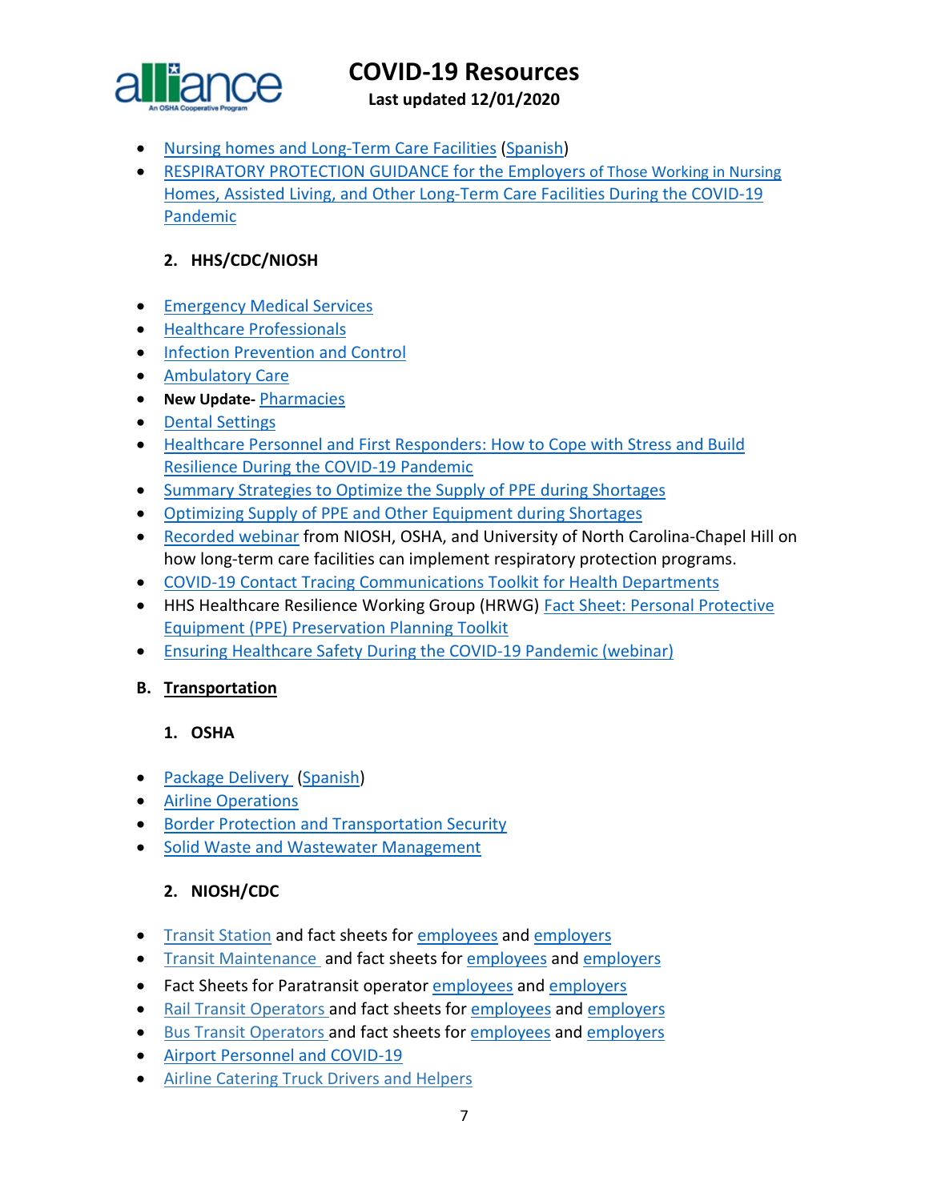- Nursing homes and Long-Term Care Facilities (Spanish)
- RESPIRATORY PROTECTION GUIDANCE for the Employers of Those Working in Nursing Homes, Assisted Living, and Other Long-Term Care Facilities During the COVID-19 Pandemic

### 2. HHS/CDC/NIOSH

- Emergency Medical Services
- Healthcare Professionals
- Infection Prevention and Control
- Ambulatory Care
- **New Update-** Pharmacies
- Dental Settings
- Healthcare Personnel and First Responders: How to Cope with Stress and Build Resilience During the COVID-19 Pandemic
- Summary Strategies to Optimize the Supply of PPE during Shortages
- Optimizing Supply of PPE and Other Equipment during Shortages
- Recorded webinar from NIOSH, OSHA, and University of North Carolina-Chapel Hill on how long-term care facilities can implement respiratory protection programs.
- COVID-19 Contact Tracing Communications Toolkit for Health Departments
- HHS Healthcare Resilience Working Group (HRWG) Fact Sheet: Personal Protective Equipment (PPE) Preservation Planning Toolkit
- Ensuring Healthcare Safety During the COVID-19 Pandemic (webinar)

## B. Transportation

### 1. OSHA

- Package Delivery (Spanish)
- Airline Operations
- Border Protection and Transportation Security
- Solid Waste and Wastewater Management

### 2. NIOSH/CDC

- Transit Station and fact sheets for employees and employers
- Transit Maintenance and fact sheets for employees and employers
- Fact Sheets for Paratransit operator employees and employers
- Rail Transit Operators and fact sheets for employees and employers
- Bus Transit Operators and fact sheets for employees and employers
- Airport Personnel and COVID-19
- Airline Catering Truck Drivers and Helpers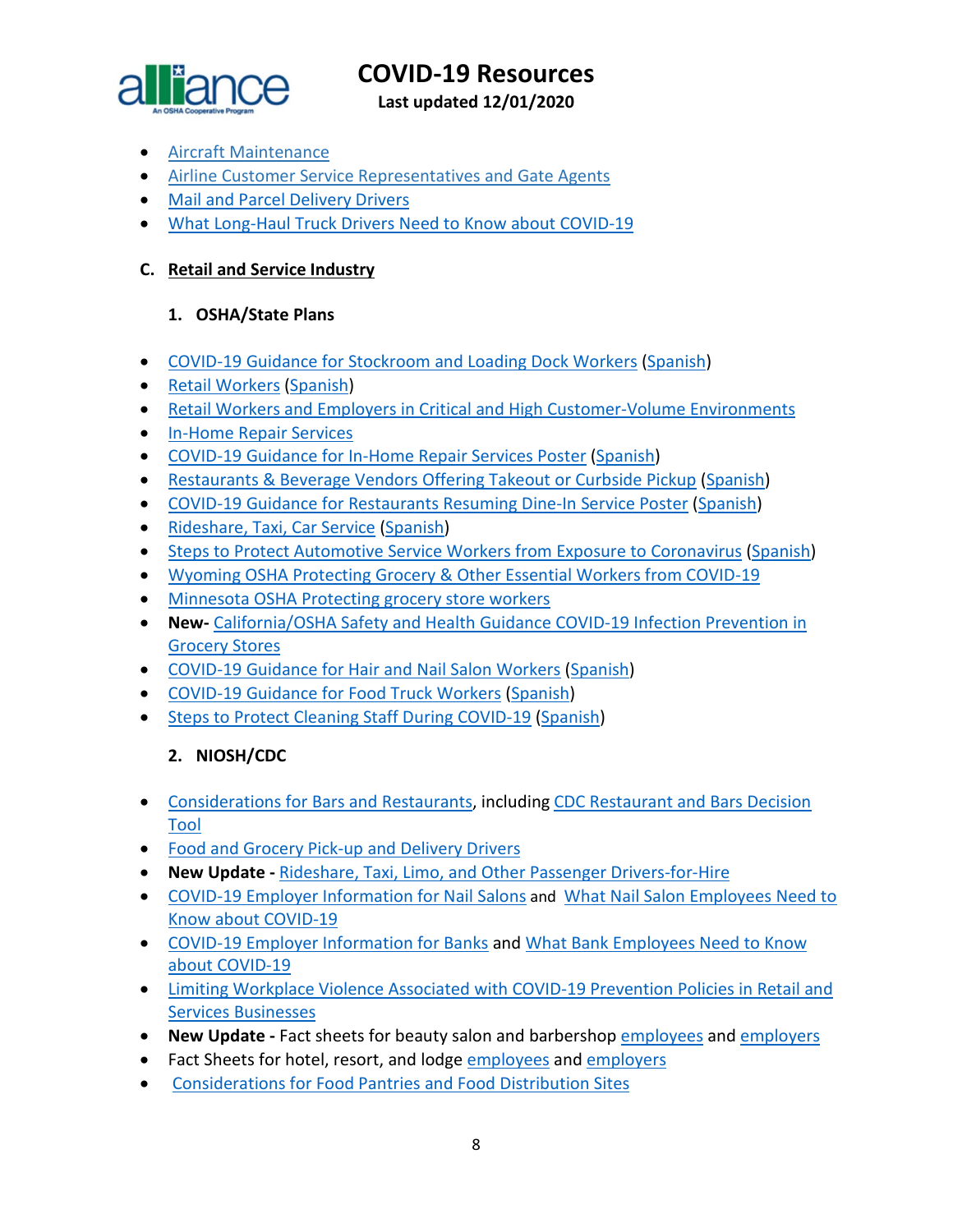- Aircraft Maintenance
- Airline Customer Service Representatives and Gate Agents
- Mail and Parcel Delivery Drivers
- What Long-Haul Truck Drivers Need to Know about COVID-19

### C. Retail and Service Industry

#### 1. OSHA/State Plans

- COVID-19 Guidance for Stockroom and Loading Dock Workers (Spanish)
- Retail Workers (Spanish)
- Retail Workers and Employers in Critical and High Customer-Volume Environments
- In-Home Repair Services
- COVID-19 Guidance for In-Home Repair Services Poster (Spanish)
- Restaurants & Beverage Vendors Offering Takeout or Curbside Pickup (Spanish)
- COVID-19 Guidance for Restaurants Resuming Dine-In Service Poster (Spanish)
- Rideshare, Taxi, Car Service (Spanish)
- Steps to Protect Automotive Service Workers from Exposure to Coronavirus (Spanish)
- Wyoming OSHA Protecting Grocery & Other Essential Workers from COVID-19
- Minnesota OSHA Protecting grocery store workers
- **New-** California/OSHA Safety and Health Guidance COVID-19 Infection Prevention in Grocery Stores
- COVID-19 Guidance for Hair and Nail Salon Workers (Spanish)
- COVID-19 Guidance for Food Truck Workers (Spanish)
- Steps to Protect Cleaning Staff During COVID-19 (Spanish)

#### 2. NIOSH/CDC

- Considerations for Bars and Restaurants, including CDC Restaurant and Bars Decision Tool
- Food and Grocery Pick-up and Delivery Drivers
- **New Update -** Rideshare, Taxi, Limo, and Other Passenger Drivers-for-Hire
- COVID-19 Employer Information for Nail Salons and What Nail Salon Employees Need to Know about COVID-19
- COVID-19 Employer Information for Banks and What Bank Employees Need to Know about COVID-19
- Limiting Workplace Violence Associated with COVID-19 Prevention Policies in Retail and Services Businesses
- **New Update -** Fact sheets for beauty salon and barbershop employees and employers
- Fact Sheets for hotel, resort, and lodge employees and employers
- Considerations for Food Pantries and Food Distribution Sites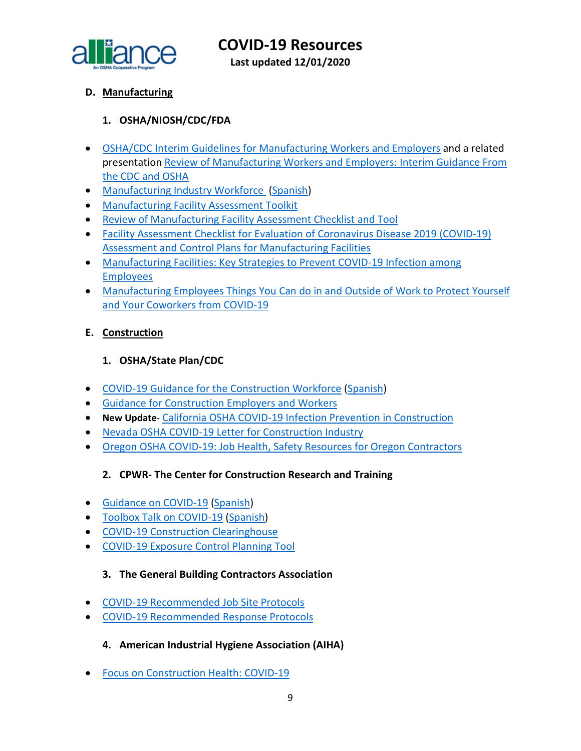## D. Manufacturing

### 1. OSHA/NIOSH/CDC/FDA

- OSHA/CDC Interim Guidelines for Manufacturing Workers and Employers and a related presentation Review of Manufacturing Workers and Employers: Interim Guidance From the CDC and OSHA
- Manufacturing Industry Workforce (Spanish)
- Manufacturing Facility Assessment Toolkit
- Review of Manufacturing Facility Assessment Checklist and Tool
- Facility Assessment Checklist for Evaluation of Coronavirus Disease 2019 (COVID-19) Assessment and Control Plans for Manufacturing Facilities
- Manufacturing Facilities: Key Strategies to Prevent COVID-19 Infection among Employees
- Manufacturing Employees Things You Can do in and Outside of Work to Protect Yourself and Your Coworkers from COVID-19

## E. Construction

### 1. OSHA/State Plan/CDC

- COVID-19 Guidance for the Construction Workforce (Spanish)
- Guidance for Construction Employers and Workers
- **New Update**- California OSHA COVID-19 Infection Prevention in Construction
- Nevada OSHA COVID-19 Letter for Construction Industry
- Oregon OSHA COVID-19: Job Health, Safety Resources for Oregon Contractors

### 2. CPWR- The Center for Construction Research and Training

- Guidance on COVID-19 (Spanish)
- Toolbox Talk on COVID-19 (Spanish)
- COVID-19 Construction Clearinghouse
- COVID-19 Exposure Control Planning Tool

### 3. The General Building Contractors Association

- COVID-19 Recommended Job Site Protocols
- COVID-19 Recommended Response Protocols

### 4. American Industrial Hygiene Association (AIHA)

- Focus on Construction Health: COVID-19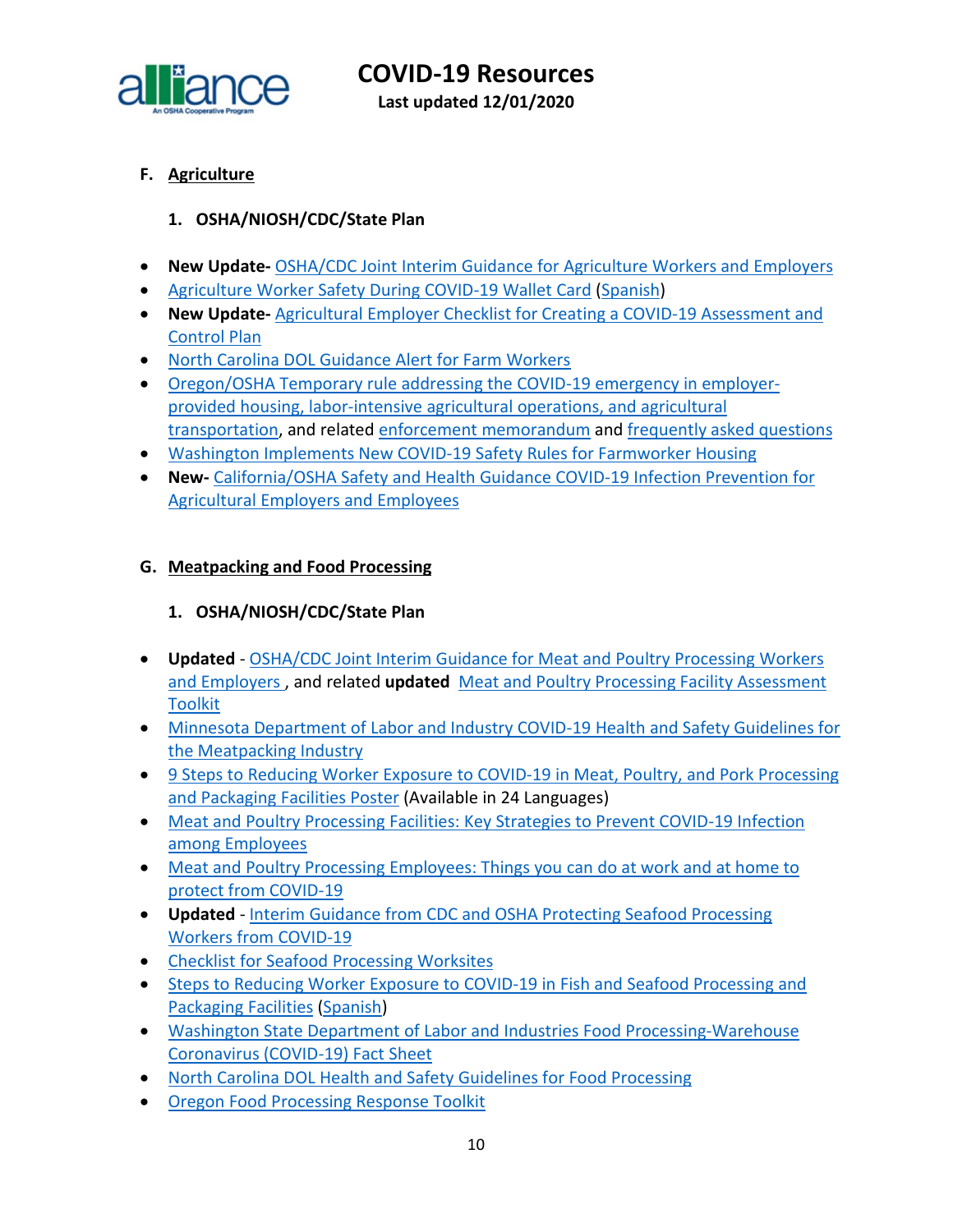## F. Agriculture

### 1. OSHA/NIOSH/CDC/State Plan

- **New Update-** OSHA/CDC Joint Interim Guidance for Agriculture Workers and Employers
- Agriculture Worker Safety During COVID-19 Wallet Card (Spanish)
- **New Update-** Agricultural Employer Checklist for Creating a COVID-19 Assessment and Control Plan
- North Carolina DOL Guidance Alert for Farm Workers
- Oregon/OSHA Temporary rule addressing the COVID-19 emergency in employer-provided housing, labor-intensive agricultural operations, and agricultural transportation, and related enforcement memorandum and frequently asked questions
- Washington Implements New COVID-19 Safety Rules for Farmworker Housing
- **New-** California/OSHA Safety and Health Guidance COVID-19 Infection Prevention for Agricultural Employers and Employees

## G. Meatpacking and Food Processing

### 1. OSHA/NIOSH/CDC/State Plan

- **Updated** - OSHA/CDC Joint Interim Guidance for Meat and Poultry Processing Workers and Employers , and related **updated** Meat and Poultry Processing Facility Assessment Toolkit
- Minnesota Department of Labor and Industry COVID-19 Health and Safety Guidelines for the Meatpacking Industry
- 9 Steps to Reducing Worker Exposure to COVID-19 in Meat, Poultry, and Pork Processing and Packaging Facilities Poster (Available in 24 Languages)
- Meat and Poultry Processing Facilities: Key Strategies to Prevent COVID-19 Infection among Employees
- Meat and Poultry Processing Employees: Things you can do at work and at home to protect from COVID-19
- **Updated** - Interim Guidance from CDC and OSHA Protecting Seafood Processing Workers from COVID-19
- Checklist for Seafood Processing Worksites
- Steps to Reducing Worker Exposure to COVID-19 in Fish and Seafood Processing and Packaging Facilities (Spanish)
- Washington State Department of Labor and Industries Food Processing-Warehouse Coronavirus (COVID-19) Fact Sheet
- North Carolina DOL Health and Safety Guidelines for Food Processing
- Oregon Food Processing Response Toolkit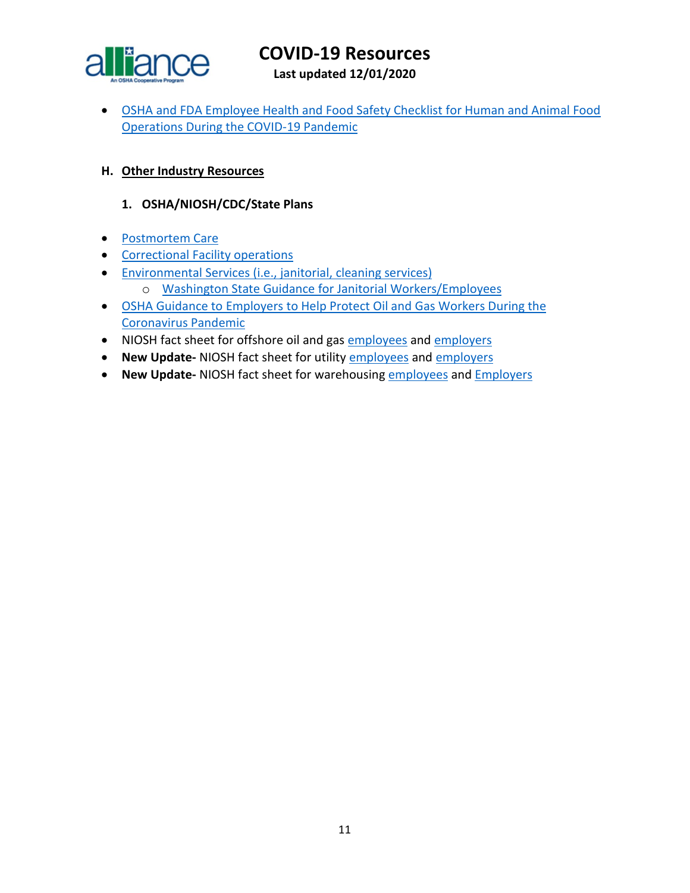- OSHA and FDA Employee Health and Food Safety Checklist for Human and Animal Food Operations During the COVID-19 Pandemic

## H. Other Industry Resources

### 1. OSHA/NIOSH/CDC/State Plans

- Postmortem Care
- Correctional Facility operations
- Environmental Services (i.e., janitorial, cleaning services)
  - Washington State Guidance for Janitorial Workers/Employees
- OSHA Guidance to Employers to Help Protect Oil and Gas Workers During the Coronavirus Pandemic
- NIOSH fact sheet for offshore oil and gas employees and employers
- **New Update-** NIOSH fact sheet for utility employees and employers
- **New Update-** NIOSH fact sheet for warehousing employees and Employers